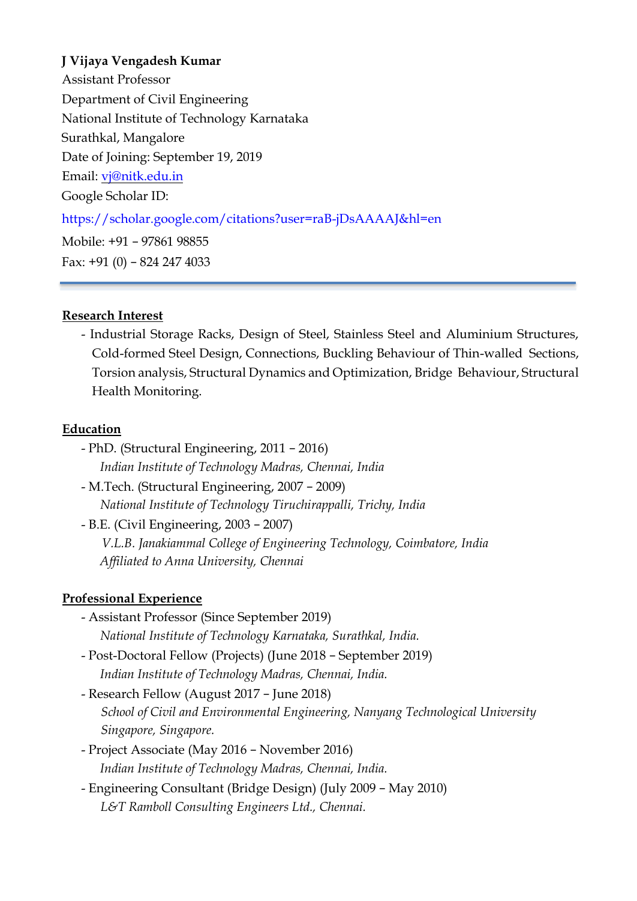**J Vijaya Vengadesh Kumar**
Assistant Professor
Department of Civil Engineering
National Institute of Technology Karnataka
Surathkal, Mangalore
Date of Joining: September 19, 2019
Email: vj@nitk.edu.in
Google Scholar ID:
https://scholar.google.com/citations?user=raB-jDsAAAAJ&hl=en
Mobile: +91 – 97861 98855
Fax: +91 (0) – 824 247 4033

---

## Research Interest

- Industrial Storage Racks, Design of Steel, Stainless Steel and Aluminium Structures, Cold-formed Steel Design, Connections, Buckling Behaviour of Thin-walled Sections, Torsion analysis, Structural Dynamics and Optimization, Bridge Behaviour, Structural Health Monitoring.

## Education

- PhD. (Structural Engineering, 2011 – 2016)
  *Indian Institute of Technology Madras, Chennai, India*
- M.Tech. (Structural Engineering, 2007 – 2009)
  *National Institute of Technology Tiruchirappalli, Trichy, India*
- B.E. (Civil Engineering, 2003 – 2007)
  *V.L.B. Janakiammal College of Engineering Technology, Coimbatore, India*
  *Affiliated to Anna University, Chennai*

## Professional Experience

- Assistant Professor (Since September 2019)
  *National Institute of Technology Karnataka, Surathkal, India.*
- Post-Doctoral Fellow (Projects) (June 2018 – September 2019)
  *Indian Institute of Technology Madras, Chennai, India.*
- Research Fellow (August 2017 – June 2018)
  *School of Civil and Environmental Engineering, Nanyang Technological University Singapore, Singapore.*
- Project Associate (May 2016 – November 2016)
  *Indian Institute of Technology Madras, Chennai, India.*
- Engineering Consultant (Bridge Design) (July 2009 – May 2010)
  *L&T Ramboll Consulting Engineers Ltd., Chennai.*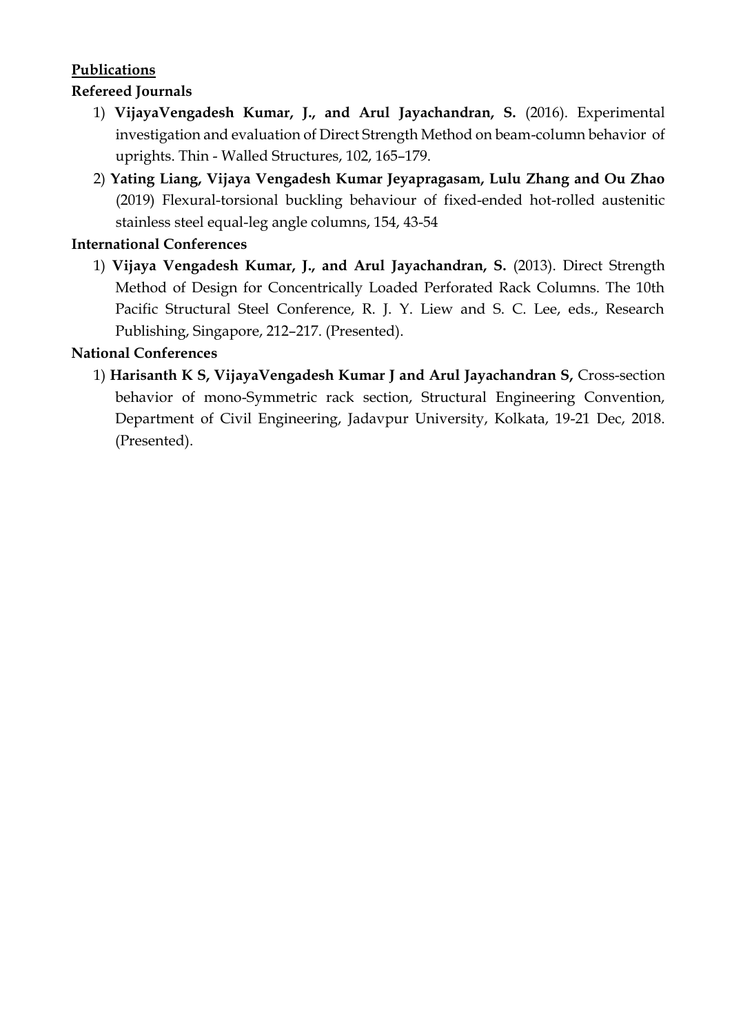**<u>Publications</u>**

**Refereed Journals**

1) **VijayaVengadesh Kumar, J., and Arul Jayachandran, S.** (2016). Experimental investigation and evaluation of Direct Strength Method on beam-column behavior of uprights. Thin - Walled Structures, 102, 165–179.
2) **Yating Liang, Vijaya Vengadesh Kumar Jeyapragasam, Lulu Zhang and Ou Zhao** (2019) Flexural-torsional buckling behaviour of fixed-ended hot-rolled austenitic stainless steel equal-leg angle columns, 154, 43-54

**International Conferences**

1) **Vijaya Vengadesh Kumar, J., and Arul Jayachandran, S.** (2013). Direct Strength Method of Design for Concentrically Loaded Perforated Rack Columns. The 10th Pacific Structural Steel Conference, R. J. Y. Liew and S. C. Lee, eds., Research Publishing, Singapore, 212–217. (Presented).

**National Conferences**

1) **Harisanth K S, VijayaVengadesh Kumar J and Arul Jayachandran S,** Cross-section behavior of mono-Symmetric rack section, Structural Engineering Convention, Department of Civil Engineering, Jadavpur University, Kolkata, 19-21 Dec, 2018. (Presented).